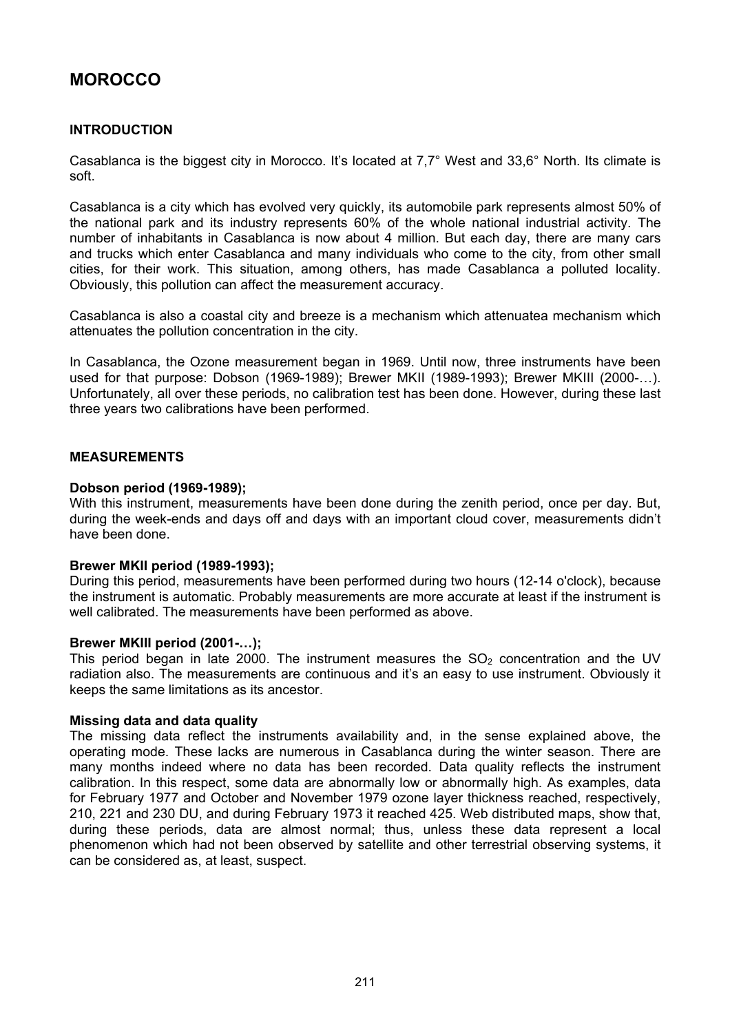# MOROCCO

## INTRODUCTION

Casablanca is the biggest city in Morocco. It's located at 7,7° West and 33,6° North. Its climate is soft.

Casablanca is a city which has evolved very quickly, its automobile park represents almost 50% of the national park and its industry represents 60% of the whole national industrial activity. The number of inhabitants in Casablanca is now about 4 million. But each day, there are many cars and trucks which enter Casablanca and many individuals who come to the city, from other small cities, for their work. This situation, among others, has made Casablanca a polluted locality. Obviously, this pollution can affect the measurement accuracy.

Casablanca is also a coastal city and breeze is a mechanism which attenuatea mechanism which attenuates the pollution concentration in the city.

In Casablanca, the Ozone measurement began in 1969. Until now, three instruments have been used for that purpose: Dobson (1969-1989); Brewer MKII (1989-1993); Brewer MKIII (2000-…). Unfortunately, all over these periods, no calibration test has been done. However, during these last three years two calibrations have been performed.

## MEASUREMENTS

### Dobson period (1969-1989);

With this instrument, measurements have been done during the zenith period, once per day. But, during the week-ends and days off and days with an important cloud cover, measurements didn't have been done.

### Brewer MKII period (1989-1993);

During this period, measurements have been performed during two hours (12-14 o'clock), because the instrument is automatic. Probably measurements are more accurate at least if the instrument is well calibrated. The measurements have been performed as above.

### Brewer MKIII period (2001-…);

This period began in late 2000. The instrument measures the $SO_2$ concentration and the UV radiation also. The measurements are continuous and it's an easy to use instrument. Obviously it keeps the same limitations as its ancestor.

### Missing data and data quality

The missing data reflect the instruments availability and, in the sense explained above, the operating mode. These lacks are numerous in Casablanca during the winter season. There are many months indeed where no data has been recorded. Data quality reflects the instrument calibration. In this respect, some data are abnormally low or abnormally high. As examples, data for February 1977 and October and November 1979 ozone layer thickness reached, respectively, 210, 221 and 230 DU, and during February 1973 it reached 425. Web distributed maps, show that, during these periods, data are almost normal; thus, unless these data represent a local phenomenon which had not been observed by satellite and other terrestrial observing systems, it can be considered as, at least, suspect.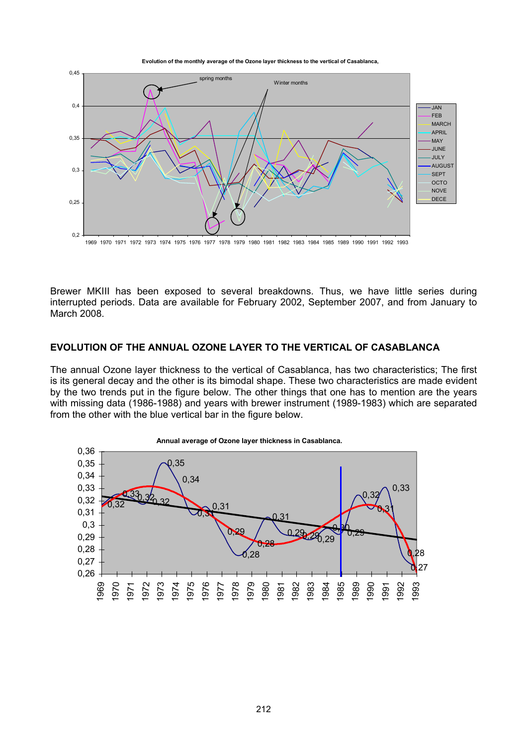Evolution of the monthly average of the Ozone layer thickness to the vertical of Casablanca,

Brewer MKIII has been exposed to several breakdowns. Thus, we have little series during interrupted periods. Data are available for February 2002, September 2007, and from January to March 2008.

## EVOLUTION OF THE ANNUAL OZONE LAYER TO THE VERTICAL OF CASABLANCA

The annual Ozone layer thickness to the vertical of Casablanca, has two characteristics; The first is its general decay and the other is its bimodal shape. These two characteristics are made evident by the two trends put in the figure below. The other things that one has to mention are the years with missing data (1986-1988) and years with brewer instrument (1989-1983) which are separated from the other with the blue vertical bar in the figure below.

Annual average of Ozone layer thickness in Casablanca.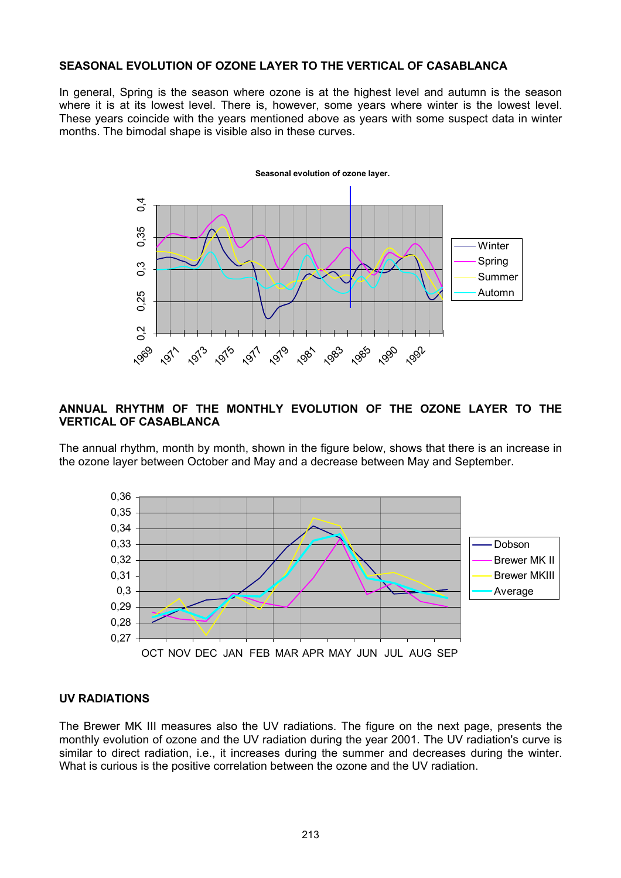**SEASONAL EVOLUTION OF OZONE LAYER TO THE VERTICAL OF CASABLANCA**

In general, Spring is the season where ozone is at the highest level and autumn is the season where it is at its lowest level. There is, however, some years where winter is the lowest level. These years coincide with the years mentioned above as years with some suspect data in winter months. The bimodal shape is visible also in these curves.

**ANNUAL RHYTHM OF THE MONTHLY EVOLUTION OF THE OZONE LAYER TO THE VERTICAL OF CASABLANCA**

The annual rhythm, month by month, shown in the figure below, shows that there is an increase in the ozone layer between October and May and a decrease between May and September.

**UV RADIATIONS**

The Brewer MK III measures also the UV radiations. The figure on the next page, presents the monthly evolution of ozone and the UV radiation during the year 2001. The UV radiation's curve is similar to direct radiation, i.e., it increases during the summer and decreases during the winter. What is curious is the positive correlation between the ozone and the UV radiation.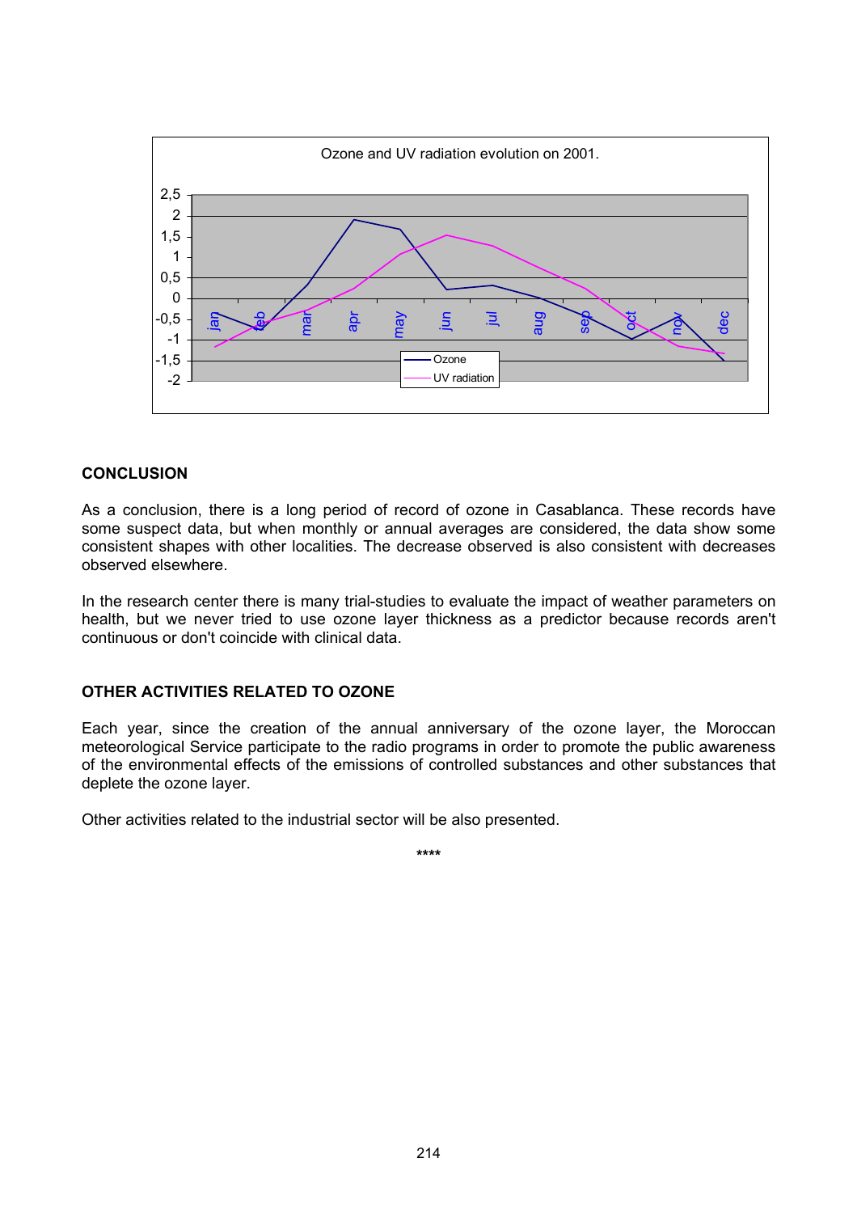Ozone and UV radiation evolution on 2001.

2,5
2
1,5
1
0,5
0
-0,5
-1
-1,5
-2

jan feb mar apr may jun jul aug sep oct nov dec

Ozone
UV radiation

## CONCLUSION

As a conclusion, there is a long period of record of ozone in Casablanca. These records have some suspect data, but when monthly or annual averages are considered, the data show some consistent shapes with other localities. The decrease observed is also consistent with decreases observed elsewhere.

In the research center there is many trial-studies to evaluate the impact of weather parameters on health, but we never tried to use ozone layer thickness as a predictor because records aren't continuous or don't coincide with clinical data.

## OTHER ACTIVITIES RELATED TO OZONE

Each year, since the creation of the annual anniversary of the ozone layer, the Moroccan meteorological Service participate to the radio programs in order to promote the public awareness of the environmental effects of the emissions of controlled substances and other substances that deplete the ozone layer.

Other activities related to the industrial sector will be also presented.

****